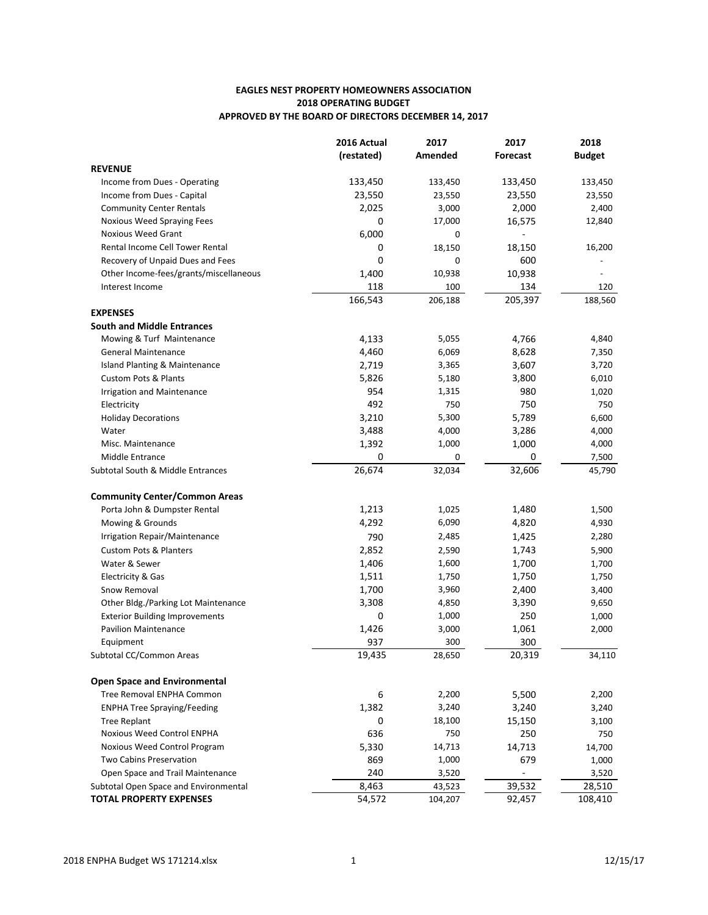**EAGLES NEST PROPERTY HOMEOWNERS ASSOCIATION**
**2018 OPERATING BUDGET**
**APPROVED BY THE BOARD OF DIRECTORS DECEMBER 14, 2017**

| | 2016 Actual (restated) | 2017 Amended | 2017 Forecast | 2018 Budget |
|---|---|---|---|---|
| **REVENUE** | | | | |
| Income from Dues - Operating | 133,450 | 133,450 | 133,450 | 133,450 |
| Income from Dues - Capital | 23,550 | 23,550 | 23,550 | 23,550 |
| Community Center Rentals | 2,025 | 3,000 | 2,000 | 2,400 |
| Noxious Weed Spraying Fees | 0 | 17,000 | 16,575 | 12,840 |
| Noxious Weed Grant | 6,000 | 0 | - | |
| Rental Income Cell Tower Rental | 0 | 18,150 | 18,150 | 16,200 |
| Recovery of Unpaid Dues and Fees | 0 | 0 | 600 | - |
| Other Income-fees/grants/miscellaneous | 1,400 | 10,938 | 10,938 | - |
| Interest Income | 118 | 100 | 134 | 120 |
| | 166,543 | 206,188 | 205,397 | 188,560 |
| **EXPENSES** | | | | |
| **South and Middle Entrances** | | | | |
| Mowing & Turf Maintenance | 4,133 | 5,055 | 4,766 | 4,840 |
| General Maintenance | 4,460 | 6,069 | 8,628 | 7,350 |
| Island Planting & Maintenance | 2,719 | 3,365 | 3,607 | 3,720 |
| Custom Pots & Plants | 5,826 | 5,180 | 3,800 | 6,010 |
| Irrigation and Maintenance | 954 | 1,315 | 980 | 1,020 |
| Electricity | 492 | 750 | 750 | 750 |
| Holiday Decorations | 3,210 | 5,300 | 5,789 | 6,600 |
| Water | 3,488 | 4,000 | 3,286 | 4,000 |
| Misc. Maintenance | 1,392 | 1,000 | 1,000 | 4,000 |
| Middle Entrance | 0 | 0 | 0 | 7,500 |
| Subtotal South & Middle Entrances | 26,674 | 32,034 | 32,606 | 45,790 |
| **Community Center/Common Areas** | | | | |
| Porta John & Dumpster Rental | 1,213 | 1,025 | 1,480 | 1,500 |
| Mowing & Grounds | 4,292 | 6,090 | 4,820 | 4,930 |
| Irrigation Repair/Maintenance | 790 | 2,485 | 1,425 | 2,280 |
| Custom Pots & Planters | 2,852 | 2,590 | 1,743 | 5,900 |
| Water & Sewer | 1,406 | 1,600 | 1,700 | 1,700 |
| Electricity & Gas | 1,511 | 1,750 | 1,750 | 1,750 |
| Snow Removal | 1,700 | 3,960 | 2,400 | 3,400 |
| Other Bldg./Parking Lot Maintenance | 3,308 | 4,850 | 3,390 | 9,650 |
| Exterior Building Improvements | 0 | 1,000 | 250 | 1,000 |
| Pavilion Maintenance | 1,426 | 3,000 | 1,061 | 2,000 |
| Equipment | 937 | 300 | 300 | |
| Subtotal CC/Common Areas | 19,435 | 28,650 | 20,319 | 34,110 |
| **Open Space and Environmental** | | | | |
| Tree Removal ENPHA Common | 6 | 2,200 | 5,500 | 2,200 |
| ENPHA Tree Spraying/Feeding | 1,382 | 3,240 | 3,240 | 3,240 |
| Tree Replant | 0 | 18,100 | 15,150 | 3,100 |
| Noxious Weed Control ENPHA | 636 | 750 | 250 | 750 |
| Noxious Weed Control Program | 5,330 | 14,713 | 14,713 | 14,700 |
| Two Cabins Preservation | 869 | 1,000 | 679 | 1,000 |
| Open Space and Trail Maintenance | 240 | 3,520 | - | 3,520 |
| Subtotal Open Space and Environmental | 8,463 | 43,523 | 39,532 | 28,510 |
| **TOTAL PROPERTY EXPENSES** | 54,572 | 104,207 | 92,457 | 108,410 |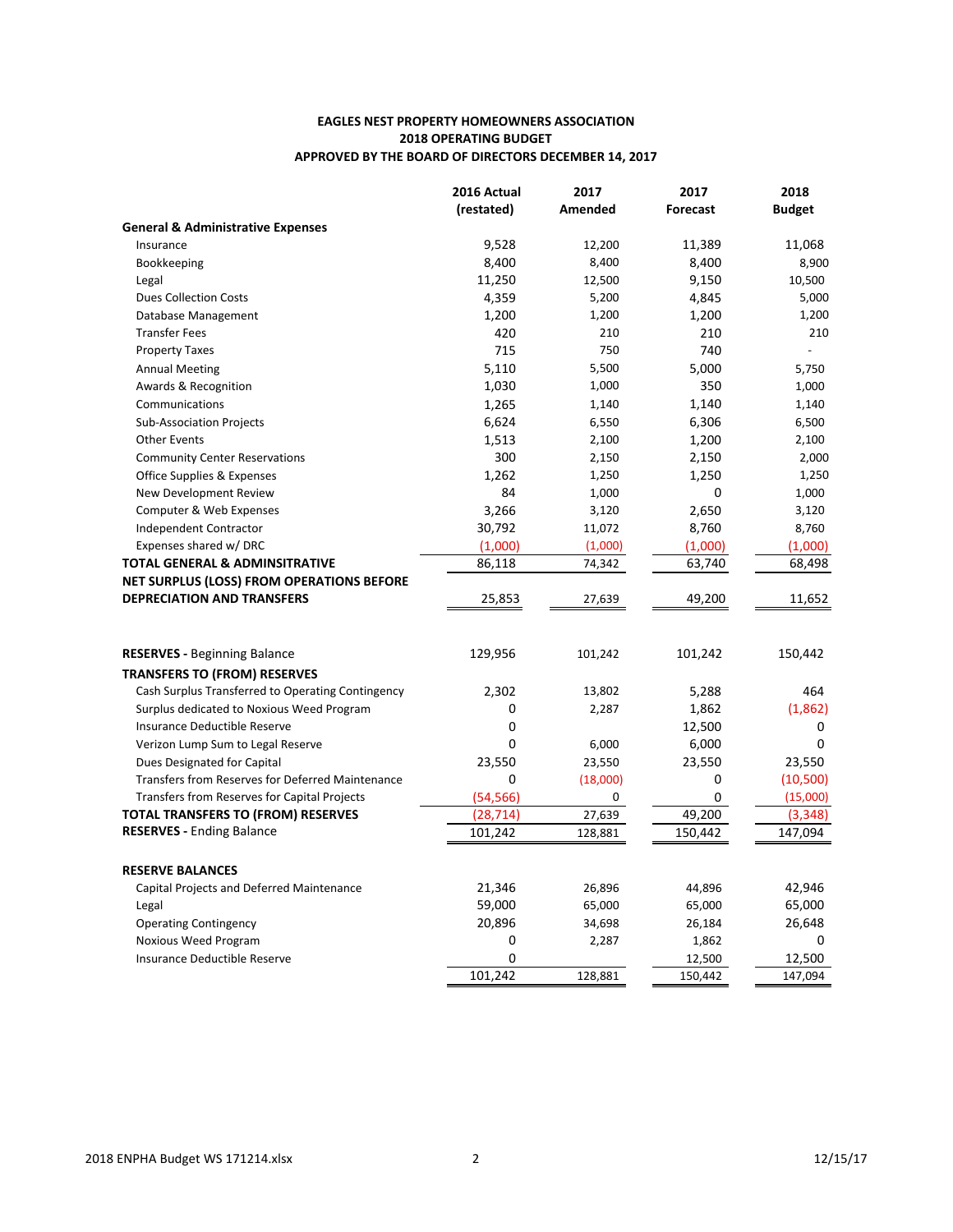**EAGLES NEST PROPERTY HOMEOWNERS ASSOCIATION**
**2018 OPERATING BUDGET**
**APPROVED BY THE BOARD OF DIRECTORS DECEMBER 14, 2017**

| | 2016 Actual (restated) | 2017 Amended | 2017 Forecast | 2018 Budget |
|---|---|---|---|---|
| **General & Administrative Expenses** | | | | |
| Insurance | 9,528 | 12,200 | 11,389 | 11,068 |
| Bookkeeping | 8,400 | 8,400 | 8,400 | 8,900 |
| Legal | 11,250 | 12,500 | 9,150 | 10,500 |
| Dues Collection Costs | 4,359 | 5,200 | 4,845 | 5,000 |
| Database Management | 1,200 | 1,200 | 1,200 | 1,200 |
| Transfer Fees | 420 | 210 | 210 | 210 |
| Property Taxes | 715 | 750 | 740 | - |
| Annual Meeting | 5,110 | 5,500 | 5,000 | 5,750 |
| Awards & Recognition | 1,030 | 1,000 | 350 | 1,000 |
| Communications | 1,265 | 1,140 | 1,140 | 1,140 |
| Sub-Association Projects | 6,624 | 6,550 | 6,306 | 6,500 |
| Other Events | 1,513 | 2,100 | 1,200 | 2,100 |
| Community Center Reservations | 300 | 2,150 | 2,150 | 2,000 |
| Office Supplies & Expenses | 1,262 | 1,250 | 1,250 | 1,250 |
| New Development Review | 84 | 1,000 | 0 | 1,000 |
| Computer & Web Expenses | 3,266 | 3,120 | 2,650 | 3,120 |
| Independent Contractor | 30,792 | 11,072 | 8,760 | 8,760 |
| Expenses shared w/ DRC | (1,000) | (1,000) | (1,000) | (1,000) |
| **TOTAL GENERAL & ADMINSITRATIVE** | 86,118 | 74,342 | 63,740 | 68,498 |
| **NET SURPLUS (LOSS) FROM OPERATIONS BEFORE DEPRECIATION AND TRANSFERS** | 25,853 | 27,639 | 49,200 | 11,652 |
| | | | | |
| **RESERVES** - Beginning Balance | 129,956 | 101,242 | 101,242 | 150,442 |
| **TRANSFERS TO (FROM) RESERVES** | | | | |
| Cash Surplus Transferred to Operating Contingency | 2,302 | 13,802 | 5,288 | 464 |
| Surplus dedicated to Noxious Weed Program | 0 | 2,287 | 1,862 | (1,862) |
| Insurance Deductible Reserve | 0 | | 12,500 | 0 |
| Verizon Lump Sum to Legal Reserve | 0 | 6,000 | 6,000 | 0 |
| Dues Designated for Capital | 23,550 | 23,550 | 23,550 | 23,550 |
| Transfers from Reserves for Deferred Maintenance | 0 | (18,000) | 0 | (10,500) |
| Transfers from Reserves for Capital Projects | (54,566) | 0 | 0 | (15,000) |
| **TOTAL TRANSFERS TO (FROM) RESERVES** | (28,714) | 27,639 | 49,200 | (3,348) |
| **RESERVES** - Ending Balance | 101,242 | 128,881 | 150,442 | 147,094 |
| | | | | |
| **RESERVE BALANCES** | | | | |
| Capital Projects and Deferred Maintenance | 21,346 | 26,896 | 44,896 | 42,946 |
| Legal | 59,000 | 65,000 | 65,000 | 65,000 |
| Operating Contingency | 20,896 | 34,698 | 26,184 | 26,648 |
| Noxious Weed Program | 0 | 2,287 | 1,862 | 0 |
| Insurance Deductible Reserve | 0 | | 12,500 | 12,500 |
| | 101,242 | 128,881 | 150,442 | 147,094 |

2018 ENPHA Budget WS 171214.xlsx — 12/15/17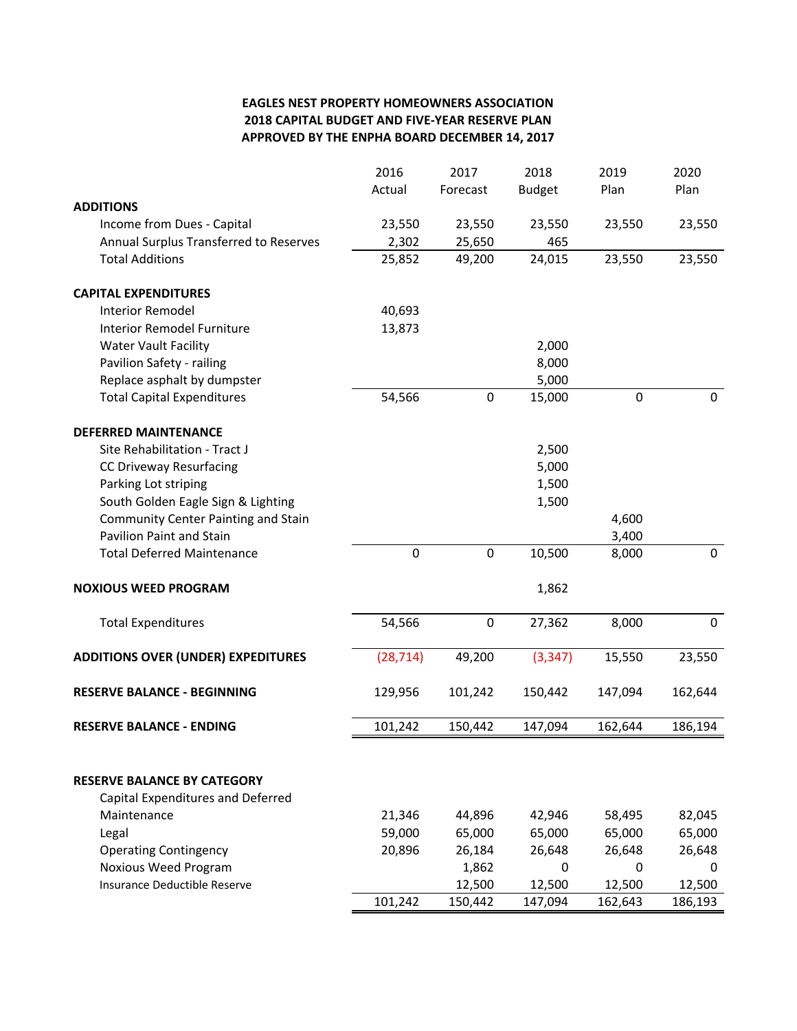**EAGLES NEST PROPERTY HOMEOWNERS ASSOCIATION**
**2018 CAPITAL BUDGET AND FIVE-YEAR RESERVE PLAN**
**APPROVED BY THE ENPHA BOARD DECEMBER 14, 2017**

| | 2016 Actual | 2017 Forecast | 2018 Budget | 2019 Plan | 2020 Plan |
|---|---|---|---|---|---|
| **ADDITIONS** | | | | | |
| Income from Dues - Capital | 23,550 | 23,550 | 23,550 | 23,550 | 23,550 |
| Annual Surplus Transferred to Reserves | 2,302 | 25,650 | 465 | | |
| Total Additions | 25,852 | 49,200 | 24,015 | 23,550 | 23,550 |
| **CAPITAL EXPENDITURES** | | | | | |
| Interior Remodel | 40,693 | | | | |
| Interior Remodel Furniture | 13,873 | | | | |
| Water Vault Facility | | | 2,000 | | |
| Pavilion Safety - railing | | | 8,000 | | |
| Replace asphalt by dumpster | | | 5,000 | | |
| Total Capital Expenditures | 54,566 | 0 | 15,000 | 0 | 0 |
| **DEFERRED MAINTENANCE** | | | | | |
| Site Rehabilitation - Tract J | | | 2,500 | | |
| CC Driveway Resurfacing | | | 5,000 | | |
| Parking Lot striping | | | 1,500 | | |
| South Golden Eagle Sign & Lighting | | | 1,500 | | |
| Community Center Painting and Stain | | | | 4,600 | |
| Pavilion Paint and Stain | | | | 3,400 | |
| Total Deferred Maintenance | 0 | 0 | 10,500 | 8,000 | 0 |
| **NOXIOUS WEED PROGRAM** | | | 1,862 | | |
| Total Expenditures | 54,566 | 0 | 27,362 | 8,000 | 0 |
| **ADDITIONS OVER (UNDER) EXPEDITURES** | (28,714) | 49,200 | (3,347) | 15,550 | 23,550 |
| **RESERVE BALANCE - BEGINNING** | 129,956 | 101,242 | 150,442 | 147,094 | 162,644 |
| **RESERVE BALANCE - ENDING** | 101,242 | 150,442 | 147,094 | 162,644 | 186,194 |
| **RESERVE BALANCE BY CATEGORY** | | | | | |
| Capital Expenditures and Deferred Maintenance | 21,346 | 44,896 | 42,946 | 58,495 | 82,045 |
| Legal | 59,000 | 65,000 | 65,000 | 65,000 | 65,000 |
| Operating Contingency | 20,896 | 26,184 | 26,648 | 26,648 | 26,648 |
| Noxious Weed Program | | 1,862 | 0 | 0 | 0 |
| Insurance Deductible Reserve | | 12,500 | 12,500 | 12,500 | 12,500 |
| | 101,242 | 150,442 | 147,094 | 162,643 | 186,193 |